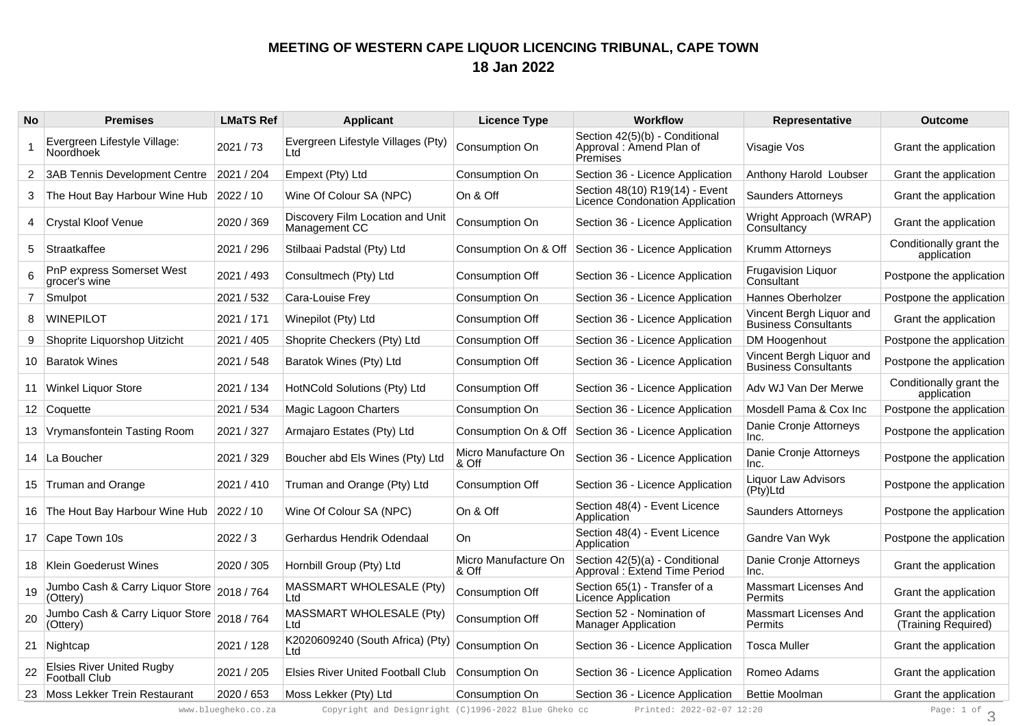# MEETING OF WESTERN CAPE LIQUOR LICENCING TRIBUNAL, CAPE TOWN
## 18 Jan 2022

| No | Premises | LMaTS Ref | Applicant | Licence Type | Workflow | Representative | Outcome |
|---|---|---|---|---|---|---|---|
| 1 | Evergreen Lifestyle Village: Noordhoek | 2021 / 73 | Evergreen Lifestyle Villages (Pty) Ltd | Consumption On | Section 42(5)(b) - Conditional Approval : Amend Plan of Premises | Visagie Vos | Grant the application |
| 2 | 3AB Tennis Development Centre | 2021 / 204 | Empext (Pty) Ltd | Consumption On | Section 36 - Licence Application | Anthony Harold Loubser | Grant the application |
| 3 | The Hout Bay Harbour Wine Hub | 2022 / 10 | Wine Of Colour SA (NPC) | On & Off | Section 48(10) R19(14) - Event Licence Condonation Application | Saunders Attorneys | Grant the application |
| 4 | Crystal Kloof Venue | 2020 / 369 | Discovery Film Location and Unit Management CC | Consumption On | Section 36 - Licence Application | Wright Approach (WRAP) Consultancy | Grant the application |
| 5 | Straatkaffee | 2021 / 296 | Stilbaai Padstal (Pty) Ltd | Consumption On & Off | Section 36 - Licence Application | Krumm Attorneys | Conditionally grant the application |
| 6 | PnP express Somerset West grocer's wine | 2021 / 493 | Consultmech (Pty) Ltd | Consumption Off | Section 36 - Licence Application | Frugavision Liquor Consultant | Postpone the application |
| 7 | Smulpot | 2021 / 532 | Cara-Louise Frey | Consumption On | Section 36 - Licence Application | Hannes Oberholzer | Postpone the application |
| 8 | WINEPILOT | 2021 / 171 | Winepilot (Pty) Ltd | Consumption Off | Section 36 - Licence Application | Vincent Bergh Liquor and Business Consultants | Grant the application |
| 9 | Shoprite Liquorshop Uitzicht | 2021 / 405 | Shoprite Checkers (Pty) Ltd | Consumption Off | Section 36 - Licence Application | DM Hoogenhout | Postpone the application |
| 10 | Baratok Wines | 2021 / 548 | Baratok Wines (Pty) Ltd | Consumption Off | Section 36 - Licence Application | Vincent Bergh Liquor and Business Consultants | Postpone the application |
| 11 | Winkel Liquor Store | 2021 / 134 | HotNCold Solutions (Pty) Ltd | Consumption Off | Section 36 - Licence Application | Adv WJ Van Der Merwe | Conditionally grant the application |
| 12 | Coquette | 2021 / 534 | Magic Lagoon Charters | Consumption On | Section 36 - Licence Application | Mosdell Pama & Cox Inc | Postpone the application |
| 13 | Vrymansfontein Tasting Room | 2021 / 327 | Armajaro Estates (Pty) Ltd | Consumption On & Off | Section 36 - Licence Application | Danie Cronje Attorneys Inc. | Postpone the application |
| 14 | La Boucher | 2021 / 329 | Boucher abd Els Wines (Pty) Ltd | Micro Manufacture On & Off | Section 36 - Licence Application | Danie Cronje Attorneys Inc. | Postpone the application |
| 15 | Truman and Orange | 2021 / 410 | Truman and Orange (Pty) Ltd | Consumption Off | Section 36 - Licence Application | Liquor Law Advisors (Pty)Ltd | Postpone the application |
| 16 | The Hout Bay Harbour Wine Hub | 2022 / 10 | Wine Of Colour SA (NPC) | On & Off | Section 48(4) - Event Licence Application | Saunders Attorneys | Postpone the application |
| 17 | Cape Town 10s | 2022 / 3 | Gerhardus Hendrik Odendaal | On | Section 48(4) - Event Licence Application | Gandre Van Wyk | Postpone the application |
| 18 | Klein Goederust Wines | 2020 / 305 | Hornbill Group (Pty) Ltd | Micro Manufacture On & Off | Section 42(5)(a) - Conditional Approval : Extend Time Period | Danie Cronje Attorneys Inc. | Grant the application |
| 19 | Jumbo Cash & Carry Liquor Store (Ottery) | 2018 / 764 | MASSMART WHOLESALE (Pty) Ltd | Consumption Off | Section 65(1) - Transfer of a Licence Application | Massmart Licenses And Permits | Grant the application |
| 20 | Jumbo Cash & Carry Liquor Store (Ottery) | 2018 / 764 | MASSMART WHOLESALE (Pty) Ltd | Consumption Off | Section 52 - Nomination of Manager Application | Massmart Licenses And Permits | Grant the application (Training Required) |
| 21 | Nightcap | 2021 / 128 | K2020609240 (South Africa) (Pty) Ltd | Consumption On | Section 36 - Licence Application | Tosca Muller | Grant the application |
| 22 | Elsies River United Rugby Football Club | 2021 / 205 | Elsies River United Football Club | Consumption On | Section 36 - Licence Application | Romeo Adams | Grant the application |
| 23 | Moss Lekker Trein Restaurant | 2020 / 653 | Moss Lekker (Pty) Ltd | Consumption On | Section 36 - Licence Application | Bettie Moolman | Grant the application |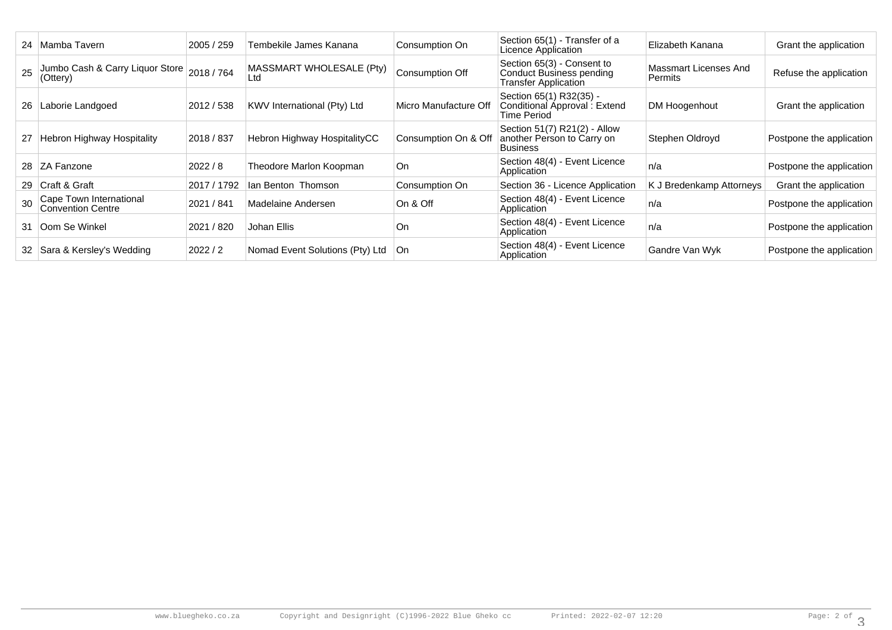| 24 | Mamba Tavern | 2005 / 259 | Tembekile James Kanana | Consumption On | Section 65(1) - Transfer of a Licence Application | Elizabeth Kanana | Grant the application |
|---|---|---|---|---|---|---|---|
| 25 | Jumbo Cash & Carry Liquor Store (Ottery) | 2018 / 764 | MASSMART WHOLESALE (Pty) Ltd | Consumption Off | Section 65(3) - Consent to Conduct Business pending Transfer Application | Massmart Licenses And Permits | Refuse the application |
| 26 | Laborie Landgoed | 2012 / 538 | KWV International (Pty) Ltd | Micro Manufacture Off | Section 65(1) R32(35) - Conditional Approval : Extend Time Period | DM Hoogenhout | Grant the application |
| 27 | Hebron Highway Hospitality | 2018 / 837 | Hebron Highway HospitalityCC | Consumption On & Off | Section 51(7) R21(2) - Allow another Person to Carry on Business | Stephen Oldroyd | Postpone the application |
| 28 | ZA Fanzone | 2022 / 8 | Theodore Marlon Koopman | On | Section 48(4) - Event Licence Application | n/a | Postpone the application |
| 29 | Craft & Graft | 2017 / 1792 | Ian Benton Thomson | Consumption On | Section 36 - Licence Application | K J Bredenkamp Attorneys | Grant the application |
| 30 | Cape Town International Convention Centre | 2021 / 841 | Madelaine Andersen | On & Off | Section 48(4) - Event Licence Application | n/a | Postpone the application |
| 31 | Oom Se Winkel | 2021 / 820 | Johan Ellis | On | Section 48(4) - Event Licence Application | n/a | Postpone the application |
| 32 | Sara & Kersley's Wedding | 2022 / 2 | Nomad Event Solutions (Pty) Ltd | On | Section 48(4) - Event Licence Application | Gandre Van Wyk | Postpone the application |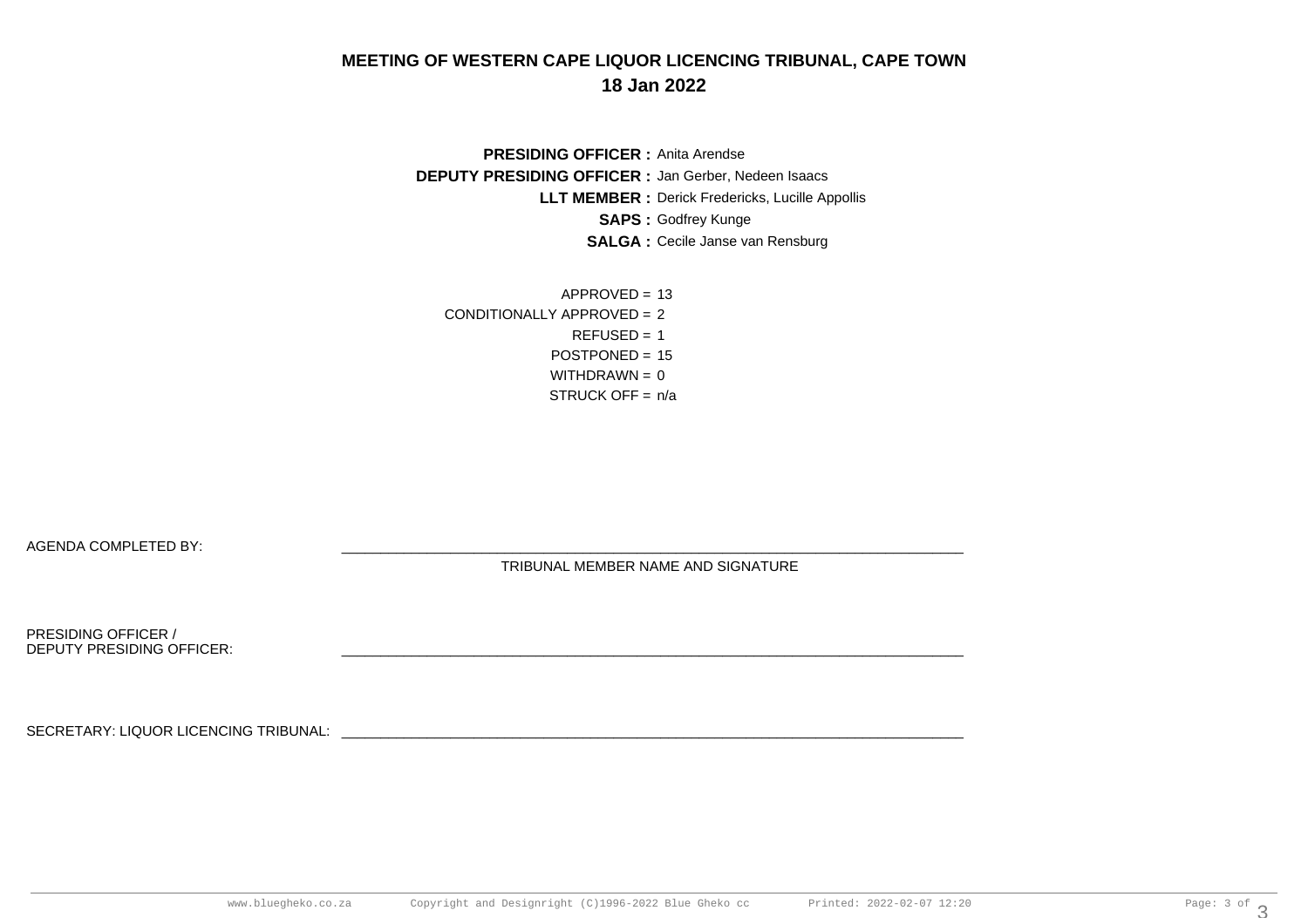# MEETING OF WESTERN CAPE LIQUOR LICENCING TRIBUNAL, CAPE TOWN

## 18 Jan 2022

**PRESIDING OFFICER :** Anita Arendse
**DEPUTY PRESIDING OFFICER :** Jan Gerber, Nedeen Isaacs
**LLT MEMBER :** Derick Fredericks, Lucille Appollis
**SAPS :** Godfrey Kunge
**SALGA :** Cecile Janse van Rensburg

APPROVED = 13
CONDITIONALLY APPROVED = 2
REFUSED = 1
POSTPONED = 15
WITHDRAWN = 0
STRUCK OFF = n/a

AGENDA COMPLETED BY: ________________________________________________

TRIBUNAL MEMBER NAME AND SIGNATURE

PRESIDING OFFICER /
DEPUTY PRESIDING OFFICER: ________________________________________________

SECRETARY: LIQUOR LICENCING TRIBUNAL: ________________________________________________